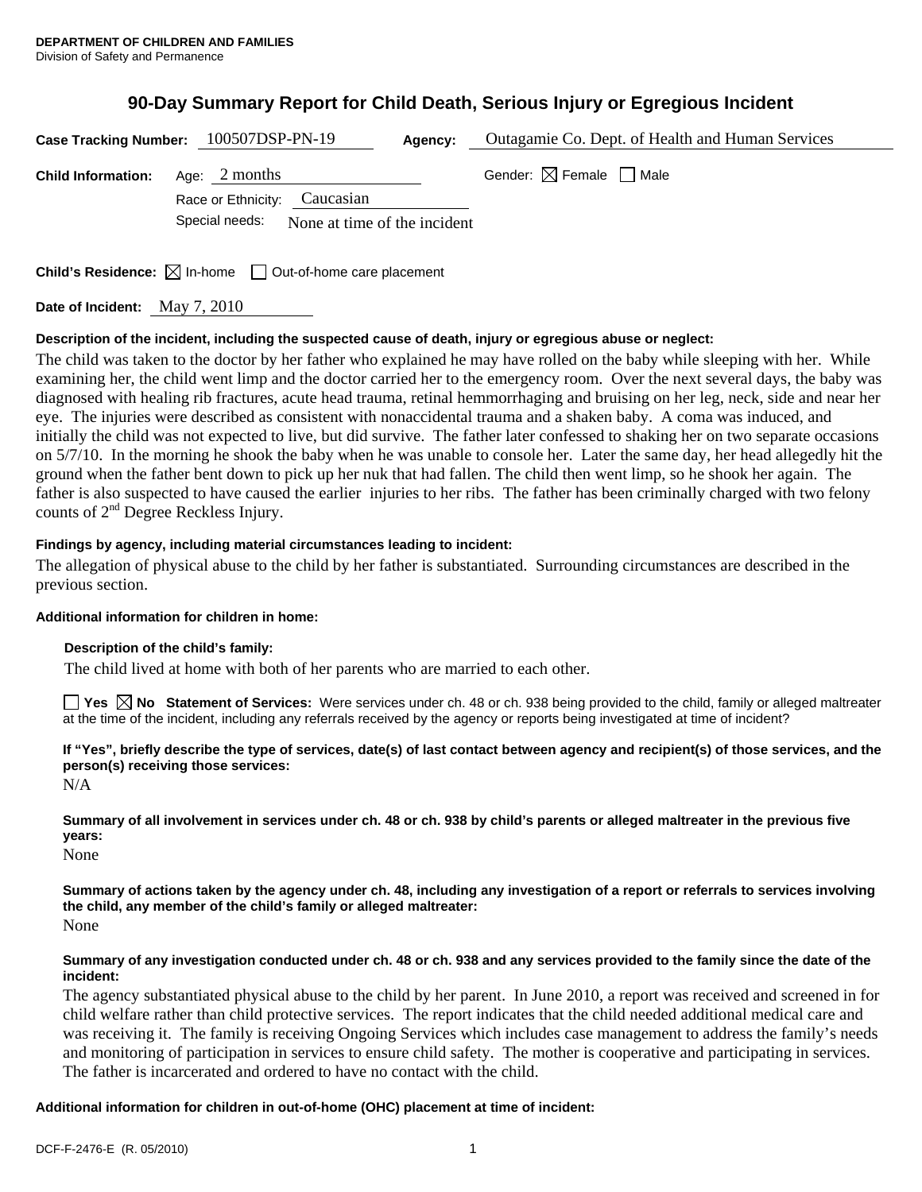**DEPARTMENT OF CHILDREN AND FAMILIES**
Division of Safety and Permanence

# 90-Day Summary Report for Child Death, Serious Injury or Egregious Incident

**Case Tracking Number:** 100507DSP-PN-19 **Agency:** Outagamie Co. Dept. of Health and Human Services

**Child Information:** Age: 2 months Gender: ☒ Female ☐ Male

Race or Ethnicity: Caucasian

Special needs: None at time of the incident

**Child's Residence:** ☒ In-home ☐ Out-of-home care placement

**Date of Incident:** May 7, 2010

**Description of the incident, including the suspected cause of death, injury or egregious abuse or neglect:**

The child was taken to the doctor by her father who explained he may have rolled on the baby while sleeping with her. While examining her, the child went limp and the doctor carried her to the emergency room. Over the next several days, the baby was diagnosed with healing rib fractures, acute head trauma, retinal hemmorrhaging and bruising on her leg, neck, side and near her eye. The injuries were described as consistent with nonaccidental trauma and a shaken baby. A coma was induced, and initially the child was not expected to live, but did survive. The father later confessed to shaking her on two separate occasions on 5/7/10. In the morning he shook the baby when he was unable to console her. Later the same day, her head allegedly hit the ground when the father bent down to pick up her nuk that had fallen. The child then went limp, so he shook her again. The father is also suspected to have caused the earlier injuries to her ribs. The father has been criminally charged with two felony counts of 2nd Degree Reckless Injury.

**Findings by agency, including material circumstances leading to incident:**

The allegation of physical abuse to the child by her father is substantiated. Surrounding circumstances are described in the previous section.

**Additional information for children in home:**

**Description of the child's family:**

The child lived at home with both of her parents who are married to each other.

☐ **Yes** ☒ **No** **Statement of Services:** Were services under ch. 48 or ch. 938 being provided to the child, family or alleged maltreater at the time of the incident, including any referrals received by the agency or reports being investigated at time of incident?

**If "Yes", briefly describe the type of services, date(s) of last contact between agency and recipient(s) of those services, and the person(s) receiving those services:**

N/A

**Summary of all involvement in services under ch. 48 or ch. 938 by child's parents or alleged maltreater in the previous five years:**

None

**Summary of actions taken by the agency under ch. 48, including any investigation of a report or referrals to services involving the child, any member of the child's family or alleged maltreater:**

None

**Summary of any investigation conducted under ch. 48 or ch. 938 and any services provided to the family since the date of the incident:**

The agency substantiated physical abuse to the child by her parent. In June 2010, a report was received and screened in for child welfare rather than child protective services. The report indicates that the child needed additional medical care and was receiving it. The family is receiving Ongoing Services which includes case management to address the family's needs and monitoring of participation in services to ensure child safety. The mother is cooperative and participating in services. The father is incarcerated and ordered to have no contact with the child.

**Additional information for children in out-of-home (OHC) placement at time of incident:**

DCF-F-2476-E (R. 05/2010)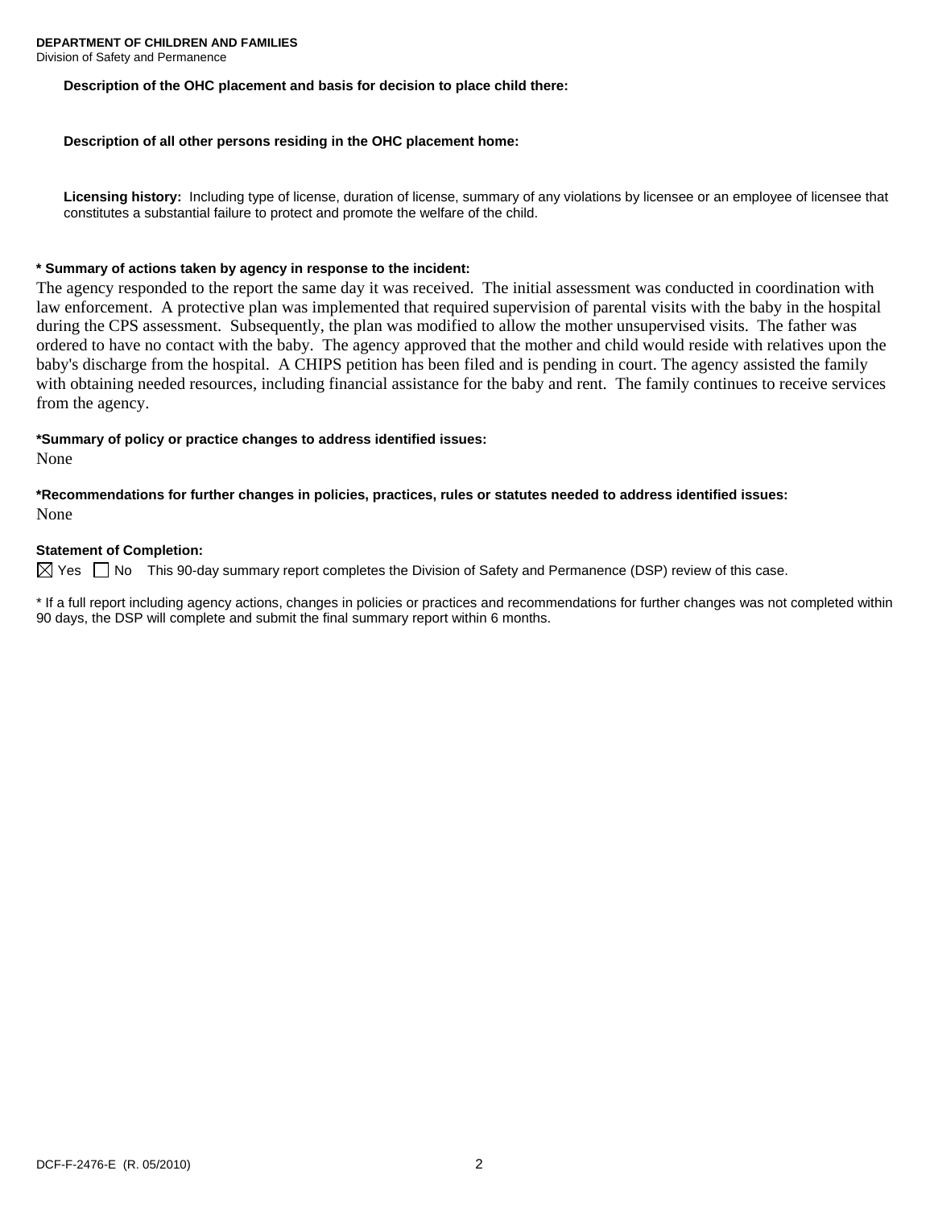**DEPARTMENT OF CHILDREN AND FAMILIES**
Division of Safety and Permanence

**Description of the OHC placement and basis for decision to place child there:**

**Description of all other persons residing in the OHC placement home:**

**Licensing history:** Including type of license, duration of license, summary of any violations by licensee or an employee of licensee that constitutes a substantial failure to protect and promote the welfare of the child.

**\* Summary of actions taken by agency in response to the incident:**

The agency responded to the report the same day it was received. The initial assessment was conducted in coordination with law enforcement. A protective plan was implemented that required supervision of parental visits with the baby in the hospital during the CPS assessment. Subsequently, the plan was modified to allow the mother unsupervised visits. The father was ordered to have no contact with the baby. The agency approved that the mother and child would reside with relatives upon the baby's discharge from the hospital. A CHIPS petition has been filed and is pending in court. The agency assisted the family with obtaining needed resources, including financial assistance for the baby and rent. The family continues to receive services from the agency.

**\*Summary of policy or practice changes to address identified issues:**

None

**\*Recommendations for further changes in policies, practices, rules or statutes needed to address identified issues:**

None

**Statement of Completion:**

☒ Yes ☐ No This 90-day summary report completes the Division of Safety and Permanence (DSP) review of this case.

\* If a full report including agency actions, changes in policies or practices and recommendations for further changes was not completed within 90 days, the DSP will complete and submit the final summary report within 6 months.

DCF-F-2476-E (R. 05/2010)